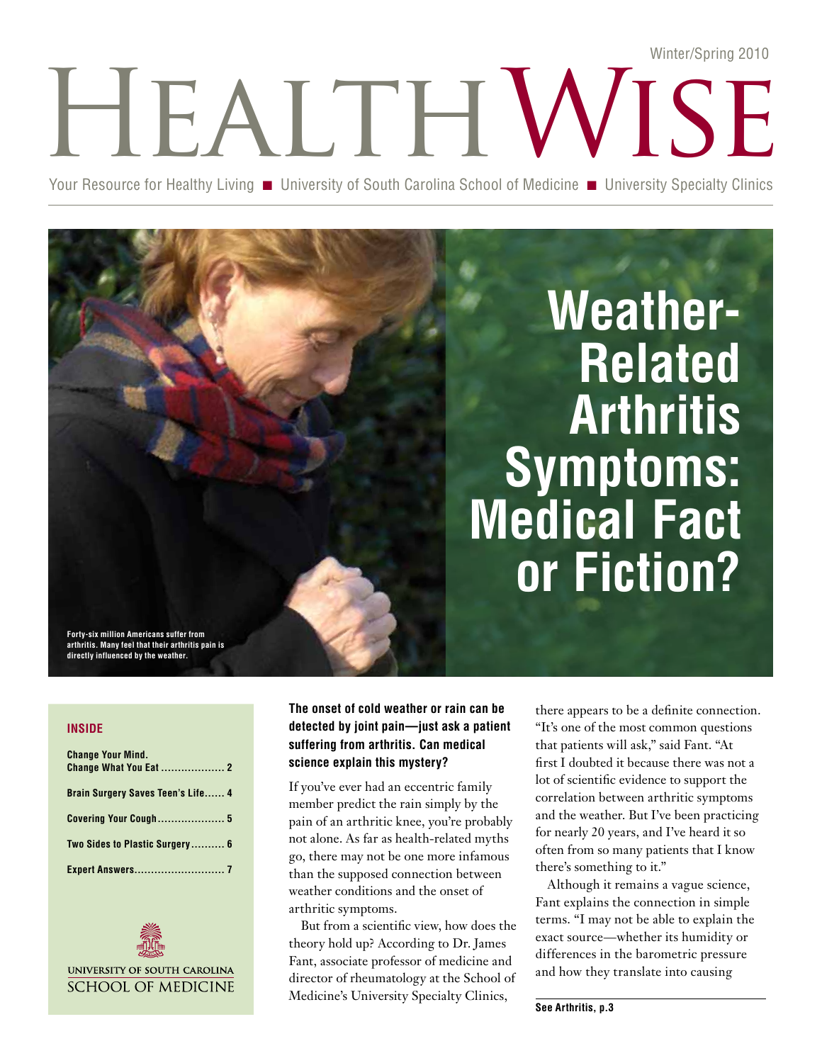Winter/Spring 2010

# HealthWise

Your Resource for Healthy Living ■ University of South Carolina School of Medicine ■ University Specialty Clinics

# Weather-Related Arthritis Symptoms: Medical Fact or Fiction?

Forty-six million Americans suffer from arthritis. Many feel that their arthritis pain is directly influenced by the weather.

**INSIDE**

- **Change Your Mind. Change What You Eat** .... 2
- **Brain Surgery Saves Teen's Life** .... 4
- **Covering Your Cough** .... 5
- **Two Sides to Plastic Surgery** .... 6
- **Expert Answers** .... 7

UNIVERSITY OF SOUTH CAROLINA
SCHOOL OF MEDICINE

**The onset of cold weather or rain can be detected by joint pain—just ask a patient suffering from arthritis. Can medical science explain this mystery?**

If you've ever had an eccentric family member predict the rain simply by the pain of an arthritic knee, you're probably not alone. As far as health-related myths go, there may not be one more infamous than the supposed connection between weather conditions and the onset of arthritic symptoms.

But from a scientific view, how does the theory hold up? According to Dr. James Fant, associate professor of medicine and director of rheumatology at the School of Medicine's University Specialty Clinics, there appears to be a definite connection. "It's one of the most common questions that patients will ask," said Fant. "At first I doubted it because there was not a lot of scientific evidence to support the correlation between arthritic symptoms and the weather. But I've been practicing for nearly 20 years, and I've heard it so often from so many patients that I know there's something to it."

Although it remains a vague science, Fant explains the connection in simple terms. "I may not be able to explain the exact source—whether its humidity or differences in the barometric pressure and how they translate into causing

**See Arthritis, p.3**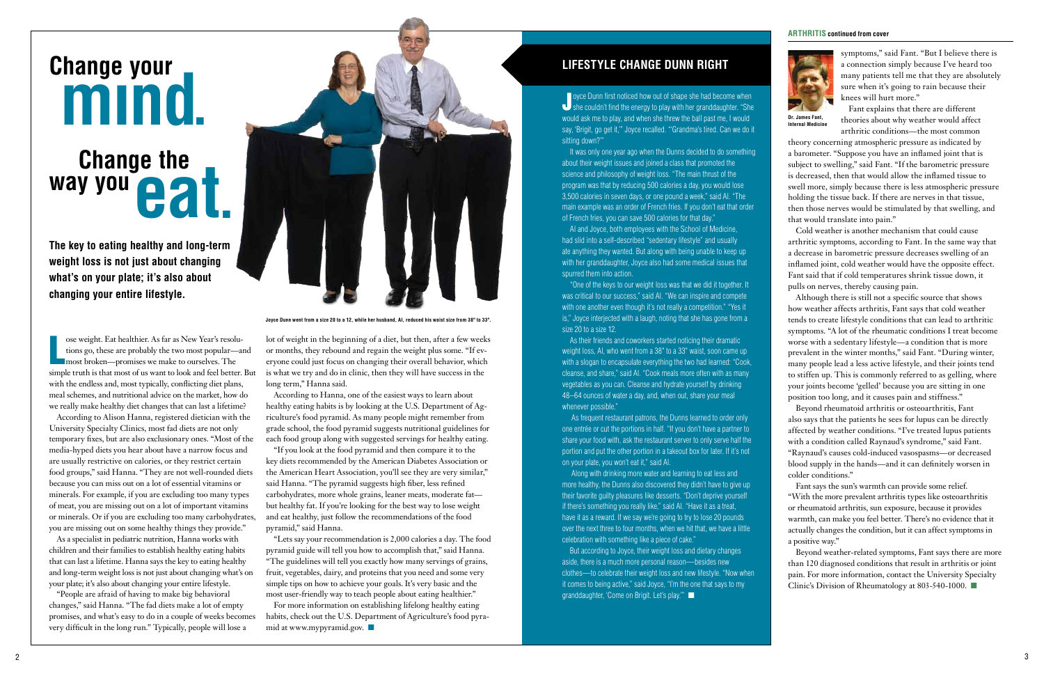# Change your mind. Change the way you eat.

**The key to eating healthy and long-term weight loss is not just about changing what's on your plate; it's also about changing your entire lifestyle.**

Joyce Dunn went from a size 20 to a 12, while her husband, Al, reduced his waist size from 38" to 33".

Lose weight. Eat healthier. As far as New Year's resolutions go, these are probably the two most popular—and most broken—promises we make to ourselves. The simple truth is that most of us want to look and feel better. But with the endless and, most typically, conflicting diet plans, meal schemes, and nutritional advice on the market, how do we really make healthy diet changes that can last a lifetime?

According to Alison Hanna, registered dietician with the University Specialty Clinics, most fad diets are not only temporary fixes, but are also exclusionary ones. "Most of the media-hyped diets you hear about have a narrow focus and are usually restrictive on calories, or they restrict certain food groups," said Hanna. "They are not well-rounded diets because you can miss out on a lot of essential vitamins or minerals. For example, if you are excluding too many types of meat, you are missing out on a lot of important vitamins or minerals. Or if you are excluding too many carbohydrates, you are missing out on some healthy things they provide."

As a specialist in pediatric nutrition, Hanna works with children and their families to establish healthy eating habits that can last a lifetime. Hanna says the key to eating healthy and long-term weight loss is not just about changing what's on your plate; it's also about changing your entire lifestyle.

"People are afraid of having to make big behavioral changes," said Hanna. "The fad diets make a lot of empty promises, and what's easy to do in a couple of weeks becomes very difficult in the long run." Typically, people will lose a lot of weight in the beginning of a diet, but then, after a few weeks or months, they rebound and regain the weight plus some. "If everyone could just focus on changing their overall behavior, which is what we try and do in clinic, then they will have success in the long term," Hanna said.

According to Hanna, one of the easiest ways to learn about healthy eating habits is by looking at the U.S. Department of Agriculture's food pyramid. As many people might remember from grade school, the food pyramid suggests nutritional guidelines for each food group along with suggested servings for healthy eating.

"If you look at the food pyramid and then compare it to the key diets recommended by the American Diabetes Association or the American Heart Association, you'll see they are very similar," said Hanna. "The pyramid suggests high fiber, less refined carbohydrates, more whole grains, leaner meats, moderate fat—but healthy fat. If you're looking for the best way to lose weight and eat healthy, just follow the recommendations of the food pyramid," said Hanna.

"Lets say your recommendation is 2,000 calories a day. The food pyramid guide will tell you how to accomplish that," said Hanna. "The guidelines will tell you exactly how many servings of grains, fruit, vegetables, dairy, and proteins that you need and some very simple tips on how to achieve your goals. It's very basic and the most user-friendly way to teach people about eating healthier."

For more information on establishing lifelong healthy eating habits, check out the U.S. Department of Agriculture's food pyramid at www.mypyramid.gov. ■

## LIFESTYLE CHANGE DUNN RIGHT

Joyce Dunn first noticed how out of shape she had become when she couldn't find the energy to play with her granddaughter. "She would ask me to play, and when she threw the ball past me, I would say, 'Brigit, go get it,'" Joyce recalled. "'Grandma's tired. Can we do it sitting down?'"

It was only one year ago when the Dunns decided to do something about their weight issues and joined a class that promoted the science and philosophy of weight loss. "The main thrust of the program was that by reducing 500 calories a day, you would lose 3,500 calories in seven days, or one pound a week," said Al. "The main example was an order of French fries. If you don't eat that order of French fries, you can save 500 calories for that day."

Al and Joyce, both employees with the School of Medicine, had slid into a self-described "sedentary lifestyle" and usually ate anything they wanted. But along with being unable to keep up with her granddaughter, Joyce also had some medical issues that spurred them into action.

"One of the keys to our weight loss was that we did it together. It was critical to our success," said Al. "We can inspire and compete with one another even though it's not really a competition." "Yes it is," Joyce interjected with a laugh, noting that she has gone from a size 20 to a size 12.

As their friends and coworkers started noticing their dramatic weight loss, Al, who went from a 38" to a 33" waist, soon came up with a slogan to encapsulate everything the two had learned: "Cook, cleanse, and share," said Al. "Cook meals more often with as many vegetables as you can. Cleanse and hydrate yourself by drinking 48–64 ounces of water a day, and, when out, share your meal whenever possible."

As frequent restaurant patrons, the Dunns learned to order only one entrée or cut the portions in half. "If you don't have a partner to share your food with, ask the restaurant server to only serve half the portion and put the other portion in a takeout box for later. If it's not on your plate, you won't eat it," said Al.

Along with drinking more water and learning to eat less and more healthy, the Dunns also discovered they didn't have to give up their favorite guilty pleasures like desserts. "Don't deprive yourself if there's something you really like," said Al. "Have it as a treat, have it as a reward. If we say we're going to try to lose 20 pounds over the next three to four months, when we hit that, we have a little celebration with something like a piece of cake."

But according to Joyce, their weight loss and dietary changes aside, there is a much more personal reason—besides new clothes—to celebrate their weight loss and new lifestyle. "Now when it comes to being active," said Joyce, "I'm the one that says to my granddaughter, 'Come on Brigit. Let's play.'" ■

## ARTHRITIS continued from cover

Dr. James Fant, Internal Medicine

symptoms," said Fant. "But I believe there is a connection simply because I've heard too many patients tell me that they are absolutely sure when it's going to rain because their knees will hurt more."

Fant explains that there are different theories about why weather would affect arthritic conditions—the most common theory concerning atmospheric pressure as indicated by a barometer. "Suppose you have an inflamed joint that is subject to swelling," said Fant. "If the barometric pressure is decreased, then that would allow the inflamed tissue to swell more, simply because there is less atmospheric pressure holding the tissue back. If there are nerves in that tissue, then those nerves would be stimulated by that swelling, and that would translate into pain."

Cold weather is another mechanism that could cause arthritic symptoms, according to Fant. In the same way that a decrease in barometric pressure decreases swelling of an inflamed joint, cold weather would have the opposite effect. Fant said that if cold temperatures shrink tissue down, it pulls on nerves, thereby causing pain.

Although there is still not a specific source that shows how weather affects arthritis, Fant says that cold weather tends to create lifestyle conditions that can lead to arthritic symptoms. "A lot of the rheumatic conditions I treat become worse with a sedentary lifestyle—a condition that is more prevalent in the winter months," said Fant. "During winter, many people lead a less active lifestyle, and their joints tend to stiffen up. This is commonly referred to as gelling, where your joints become 'gelled' because you are sitting in one position too long, and it causes pain and stiffness."

Beyond rheumatoid arthritis or osteoarthritis, Fant also says that the patients he sees for lupus can be directly affected by weather conditions. "I've treated lupus patients with a condition called Raynaud's syndrome," said Fant. "Raynaud's causes cold-induced vasospasms—or decreased blood supply in the hands—and it can definitely worsen in colder conditions."

Fant says the sun's warmth can provide some relief. "With the more prevalent arthritis types like osteoarthritis or rheumatoid arthritis, sun exposure, because it provides warmth, can make you feel better. There's no evidence that it actually changes the condition, but it can affect symptoms in a positive way."

Beyond weather-related symptoms, Fant says there are more than 120 diagnosed conditions that result in arthritis or joint pain. For more information, contact the University Specialty Clinic's Division of Rheumatology at 803-540-1000. ■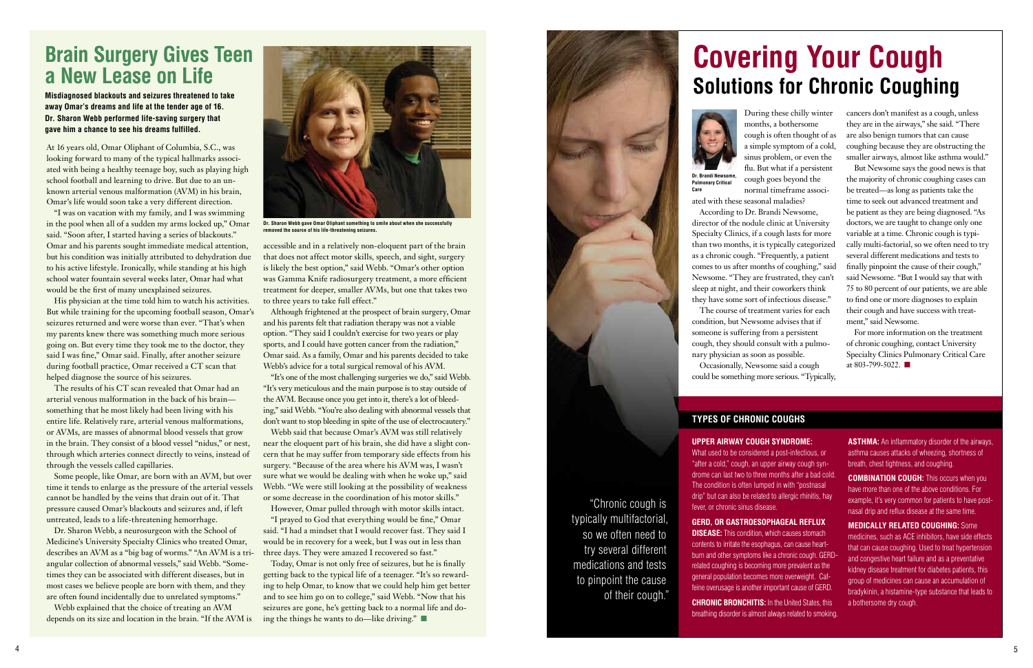# Brain Surgery Gives Teen a New Lease on Life

**Misdiagnosed blackouts and seizures threatened to take away Omar's dreams and life at the tender age of 16. Dr. Sharon Webb performed life-saving surgery that gave him a chance to see his dreams fulfilled.**

At 16 years old, Omar Oliphant of Columbia, S.C., was looking forward to many of the typical hallmarks associated with being a healthy teenage boy, such as playing high school football and learning to drive. But due to an unknown arterial venous malformation (AVM) in his brain, Omar's life would soon take a very different direction.

"I was on vacation with my family, and I was swimming in the pool when all of a sudden my arms locked up," Omar said. "Soon after, I started having a series of blackouts." Omar and his parents sought immediate medical attention, but his condition was initially attributed to dehydration due to his active lifestyle. Ironically, while standing at his high school water fountain several weeks later, Omar had what would be the first of many unexplained seizures.

His physician at the time told him to watch his activities. But while training for the upcoming football season, Omar's seizures returned and were worse than ever. "That's when my parents knew there was something much more serious going on. But every time they took me to the doctor, they said I was fine," Omar said. Finally, after another seizure during football practice, Omar received a CT scan that helped diagnose the source of his seizures.

The results of his CT scan revealed that Omar had an arterial venous malformation in the back of his brain—something that he most likely had been living with his entire life. Relatively rare, arterial venous malformations, or AVMs, are masses of abnormal blood vessels that grow in the brain. They consist of a blood vessel "nidus," or nest, through which arteries connect directly to veins, instead of through the vessels called capillaries.

Some people, like Omar, are born with an AVM, but over time it tends to enlarge as the pressure of the arterial vessels cannot be handled by the veins that drain out of it. That pressure caused Omar's blackouts and seizures and, if left untreated, leads to a life-threatening hemorrhage.

Dr. Sharon Webb, a neurosurgeon with the School of Medicine's University Specialty Clinics who treated Omar, describes an AVM as a "big bag of worms." "An AVM is a triangular collection of abnormal vessels," said Webb. "Sometimes they can be associated with different diseases, but in most cases we believe people are born with them, and they are often found incidentally due to unrelated symptoms."

Webb explained that the choice of treating an AVM depends on its size and location in the brain. "If the AVM is accessible and in a relatively non-eloquent part of the brain that does not affect motor skills, speech, and sight, surgery is likely the best option," said Webb. "Omar's other option was Gamma Knife radiosurgery treatment, a more efficient treatment for deeper, smaller AVMs, but one that takes two to three years to take full effect."

Dr. Sharon Webb gave Omar Oliphant something to smile about when she successfully removed the source of his life-threatening seizures.

Although frightened at the prospect of brain surgery, Omar and his parents felt that radiation therapy was not a viable option. "They said I couldn't exercise for two years or play sports, and I could have gotten cancer from the radiation," Omar said. As a family, Omar and his parents decided to take Webb's advice for a total surgical removal of his AVM.

"It's one of the most challenging surgeries we do," said Webb. "It's very meticulous and the main purpose is to stay outside of the AVM. Because once you get into it, there's a lot of bleeding," said Webb. "You're also dealing with abnormal vessels that don't want to stop bleeding in spite of the use of electrocautery."

Webb said that because Omar's AVM was still relatively near the eloquent part of his brain, she did have a slight concern that he may suffer from temporary side effects from his surgery. "Because of the area where his AVM was, I wasn't sure what we would be dealing with when he woke up," said Webb. "We were still looking at the possibility of weakness or some decrease in the coordination of his motor skills."

However, Omar pulled through with motor skills intact.

"I prayed to God that everything would be fine," Omar said. "I had a mindset that I would recover fast. They said I would be in recovery for a week, but I was out in less than three days. They were amazed I recovered so fast."

Today, Omar is not only free of seizures, but he is finally getting back to the typical life of a teenager. "It's so rewarding to help Omar, to know that we could help him get better and to see him go on to college," said Webb. "Now that his seizures are gone, he's getting back to a normal life and doing the things he wants to do—like driving." ■

# Covering Your Cough

## Solutions for Chronic Coughing

Dr. Brandi Newsome, Pulmonary Critical Care

During these chilly winter months, a bothersome cough is often thought of as a simple symptom of a cold, sinus problem, or even the flu. But what if a persistent cough goes beyond the normal timeframe associated with these seasonal maladies?

According to Dr. Brandi Newsome, director of the nodule clinic at University Specialty Clinics, if a cough lasts for more than two months, it is typically categorized as a chronic cough. "Frequently, a patient comes to us after months of coughing," said Newsome. "They are frustrated, they can't sleep at night, and their coworkers think they have some sort of infectious disease."

The course of treatment varies for each condition, but Newsome advises that if someone is suffering from a persistent cough, they should consult with a pulmonary physician as soon as possible.

Occasionally, Newsome said a cough could be something more serious. "Typically, cancers don't manifest as a cough, unless they are in the airways," she said. "There are also benign tumors that can cause coughing because they are obstructing the smaller airways, almost like asthma would."

But Newsome says the good news is that the majority of chronic coughing cases can be treated—as long as patients take the time to seek out advanced treatment and be patient as they are being diagnosed. "As doctors, we are taught to change only one variable at a time. Chronic cough is typically multi-factorial, so we often need to try several different medications and tests to finally pinpoint the cause of their cough," said Newsome. "But I would say that with 75 to 80 percent of our patients, we are able to find one or more diagnoses to explain their cough and have success with treatment," said Newsome.

For more information on the treatment of chronic coughing, contact University Specialty Clinics Pulmonary Critical Care at 803-799-5022. ■

"Chronic cough is typically multifactorial, so we often need to try several different medications and tests to pinpoint the cause of their cough."

### TYPES OF CHRONIC COUGHS

**UPPER AIRWAY COUGH SYNDROME:** What used to be considered a post-infectious, or "after a cold," cough, an upper airway cough syndrome can last two to three months after a bad cold. The condition is often lumped in with "postnasal drip" but can also be related to allergic rhinitis, hay fever, or chronic sinus disease.

**GERD, OR GASTROESOPHAGEAL REFLUX DISEASE:** This condition, which causes stomach contents to irritate the esophagus, can cause heartburn and other symptoms like a chronic cough. GERD-related coughing is becoming more prevalent as the general population becomes more overweight. Caffeine overusage is another important cause of GERD.

**CHRONIC BRONCHITIS:** In the United States, this breathing disorder is almost always related to smoking.

**ASTHMA:** An inflammatory disorder of the airways, asthma causes attacks of wheezing, shortness of breath, chest tightness, and coughing.

**COMBINATION COUGH:** This occurs when you have more than one of the above conditions. For example, it's very common for patients to have postnasal drip and reflux disease at the same time.

**MEDICALLY RELATED COUGHING:** Some medicines, such as ACE inhibitors, have side effects that can cause coughing. Used to treat hypertension and congestive heart failure and as a preventative kidney disease treatment for diabetes patients, this group of medicines can cause an accumulation of bradykinin, a histamine-type substance that leads to a bothersome dry cough.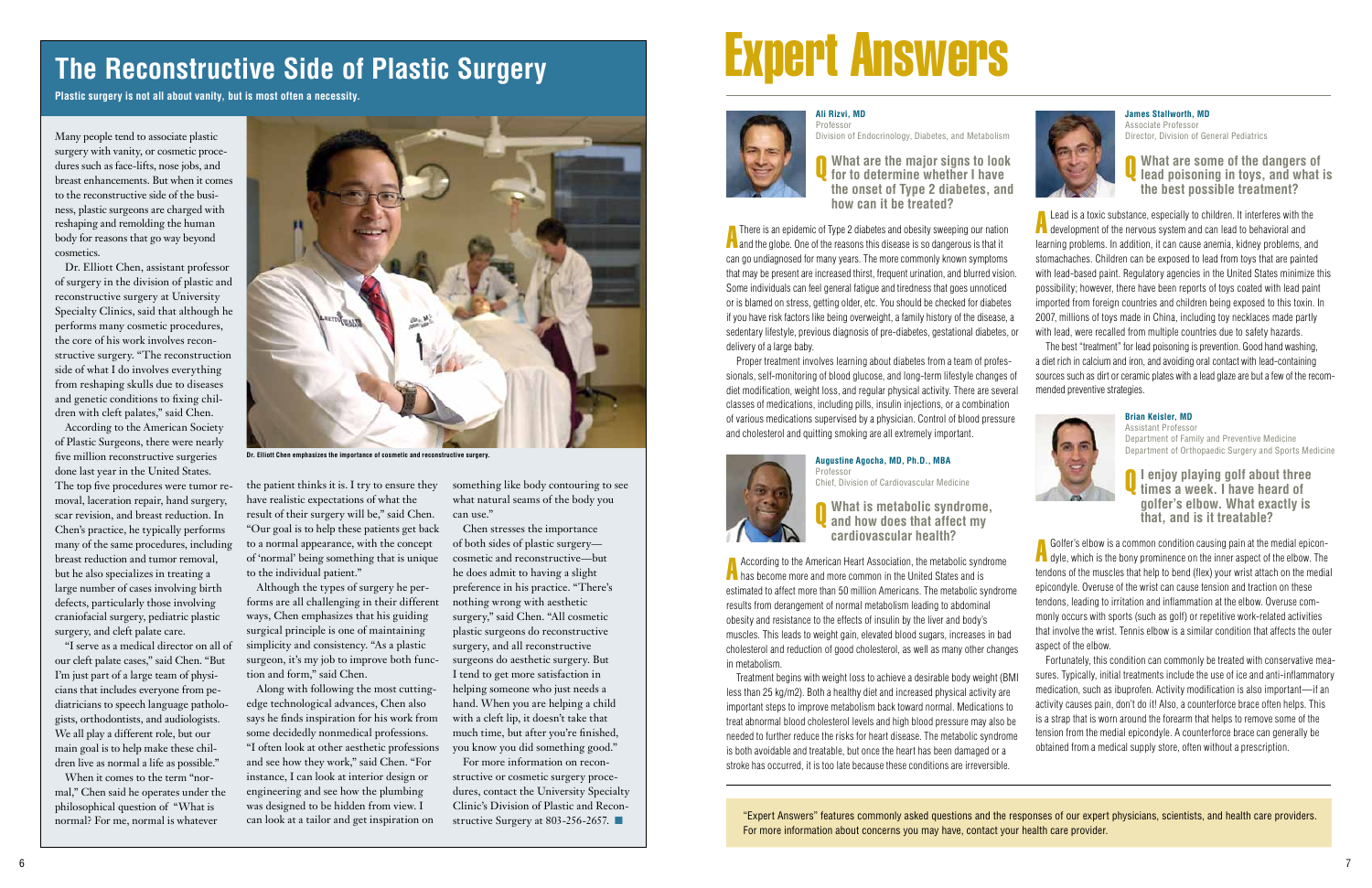## The Reconstructive Side of Plastic Surgery

**Plastic surgery is not all about vanity, but is most often a necessity.**

Many people tend to associate plastic surgery with vanity, or cosmetic procedures such as face-lifts, nose jobs, and breast enhancements. But when it comes to the reconstructive side of the business, plastic surgeons are charged with reshaping and remolding the human body for reasons that go way beyond cosmetics.

Dr. Elliott Chen, assistant professor of surgery in the division of plastic and reconstructive surgery at University Specialty Clinics, said that although he performs many cosmetic procedures, the core of his work involves reconstructive surgery. "The reconstruction side of what I do involves everything from reshaping skulls due to diseases and genetic conditions to fixing children with cleft palates," said Chen.

According to the American Society of Plastic Surgeons, there were nearly five million reconstructive surgeries done last year in the United States. The top five procedures were tumor removal, laceration repair, hand surgery, scar revision, and breast reduction. In Chen's practice, he typically performs many of the same procedures, including breast reduction and tumor removal, but he also specializes in treating a large number of cases involving birth defects, particularly those involving craniofacial surgery, pediatric plastic surgery, and cleft palate care.

"I serve as a medical director on all of our cleft palate cases," said Chen. "But I'm just part of a large team of physicians that includes everyone from pediatricians to speech language pathologists, orthodontists, and audiologists. We all play a different role, but our main goal is to help make these children live as normal a life as possible."

When it comes to the term "normal," Chen said he operates under the philosophical question of "What is normal? For me, normal is whatever the patient thinks it is. I try to ensure they have realistic expectations of what the result of their surgery will be," said Chen. "Our goal is to help these patients get back to a normal appearance, with the concept of 'normal' being something that is unique to the individual patient."

Dr. Elliott Chen emphasizes the importance of cosmetic and reconstructive surgery.

Although the types of surgery he performs are all challenging in their different ways, Chen emphasizes that his guiding surgical principle is one of maintaining simplicity and consistency. "As a plastic surgeon, it's my job to improve both function and form," said Chen.

Along with following the most cutting-edge technological advances, Chen also says he finds inspiration for his work from some decidedly nonmedical professions. "I often look at other aesthetic professions and see how they work," said Chen. "For instance, I can look at interior design or engineering and see how the plumbing was designed to be hidden from view. I can look at a tailor and get inspiration on something like body contouring to see what natural seams of the body you can use."

Chen stresses the importance of both sides of plastic surgery—cosmetic and reconstructive—but he does admit to having a slight preference in his practice. "There's nothing wrong with aesthetic surgery," said Chen. "All cosmetic plastic surgeons do reconstructive surgery, and all reconstructive surgeons do aesthetic surgery. But I tend to get more satisfaction in helping someone who just needs a hand. When you are helping a child with a cleft lip, it doesn't take that much time, but after you're finished, you know you did something good."

For more information on reconstructive or cosmetic surgery procedures, contact the University Specialty Clinic's Division of Plastic and Reconstructive Surgery at 803-256-2657. ■

# Expert Answers

**Ali Rizvi, MD**
Professor
Division of Endocrinology, Diabetes, and Metabolism

**Q What are the major signs to look for to determine whether I have the onset of Type 2 diabetes, and how can it be treated?**

**A** There is an epidemic of Type 2 diabetes and obesity sweeping our nation and the globe. One of the reasons this disease is so dangerous is that it can go undiagnosed for many years. The more commonly known symptoms that may be present are increased thirst, frequent urination, and blurred vision. Some individuals can feel general fatigue and tiredness that goes unnoticed or is blamed on stress, getting older, etc. You should be checked for diabetes if you have risk factors like being overweight, a family history of the disease, a sedentary lifestyle, previous diagnosis of pre-diabetes, gestational diabetes, or delivery of a large baby.

Proper treatment involves learning about diabetes from a team of professionals, self-monitoring of blood glucose, and long-term lifestyle changes of diet modification, weight loss, and regular physical activity. There are several classes of medications, including pills, insulin injections, or a combination of various medications supervised by a physician. Control of blood pressure and cholesterol and quitting smoking are all extremely important.

**Augustine Agocha, MD, Ph.D., MBA**
Professor
Chief, Division of Cardiovascular Medicine

**Q What is metabolic syndrome, and how does that affect my cardiovascular health?**

**A** According to the American Heart Association, the metabolic syndrome has become more and more common in the United States and is estimated to affect more than 50 million Americans. The metabolic syndrome results from derangement of normal metabolism leading to abdominal obesity and resistance to the effects of insulin by the liver and body's muscles. This leads to weight gain, elevated blood sugars, increases in bad cholesterol and reduction of good cholesterol, as well as many other changes in metabolism.

Treatment begins with weight loss to achieve a desirable body weight (BMI less than 25 kg/m2). Both a healthy diet and increased physical activity are important steps to improve metabolism back toward normal. Medications to treat abnormal blood cholesterol levels and high blood pressure may also be needed to further reduce the risks for heart disease. The metabolic syndrome is both avoidable and treatable, but once the heart has been damaged or a stroke has occurred, it is too late because these conditions are irreversible.

**James Stallworth, MD**
Associate Professor
Director, Division of General Pediatrics

**Q What are some of the dangers of lead poisoning in toys, and what is the best possible treatment?**

**A** Lead is a toxic substance, especially to children. It interferes with the development of the nervous system and can lead to behavioral and learning problems. In addition, it can cause anemia, kidney problems, and stomachaches. Children can be exposed to lead from toys that are painted with lead-based paint. Regulatory agencies in the United States minimize this possibility; however, there have been reports of toys coated with lead paint imported from foreign countries and children being exposed to this toxin. In 2007, millions of toys made in China, including toy necklaces made partly with lead, were recalled from multiple countries due to safety hazards.

The best "treatment" for lead poisoning is prevention. Good hand washing, a diet rich in calcium and iron, and avoiding oral contact with lead-containing sources such as dirt or ceramic plates with a lead glaze are but a few of the recommended preventive strategies.

**Brian Keisler, MD**
Assistant Professor
Department of Family and Preventive Medicine
Department of Orthopaedic Surgery and Sports Medicine

**Q I enjoy playing golf about three times a week. I have heard of golfer's elbow. What exactly is that, and is it treatable?**

**A** Golfer's elbow is a common condition causing pain at the medial epicondyle, which is the bony prominence on the inner aspect of the elbow. The tendons of the muscles that help to bend (flex) your wrist attach on the medial epicondyle. Overuse of the wrist can cause tension and traction on these tendons, leading to irritation and inflammation at the elbow. Overuse commonly occurs with sports (such as golf) or repetitive work-related activities that involve the wrist. Tennis elbow is a similar condition that affects the outer aspect of the elbow.

Fortunately, this condition can commonly be treated with conservative measures. Typically, initial treatments include the use of ice and anti-inflammatory medication, such as ibuprofen. Activity modification is also important—if an activity causes pain, don't do it! Also, a counterforce brace often helps. This is a strap that is worn around the forearm that helps to remove some of the tension from the medial epicondyle. A counterforce brace can generally be obtained from a medical supply store, often without a prescription.

"Expert Answers" features commonly asked questions and the responses of our expert physicians, scientists, and health care providers. For more information about concerns you may have, contact your health care provider.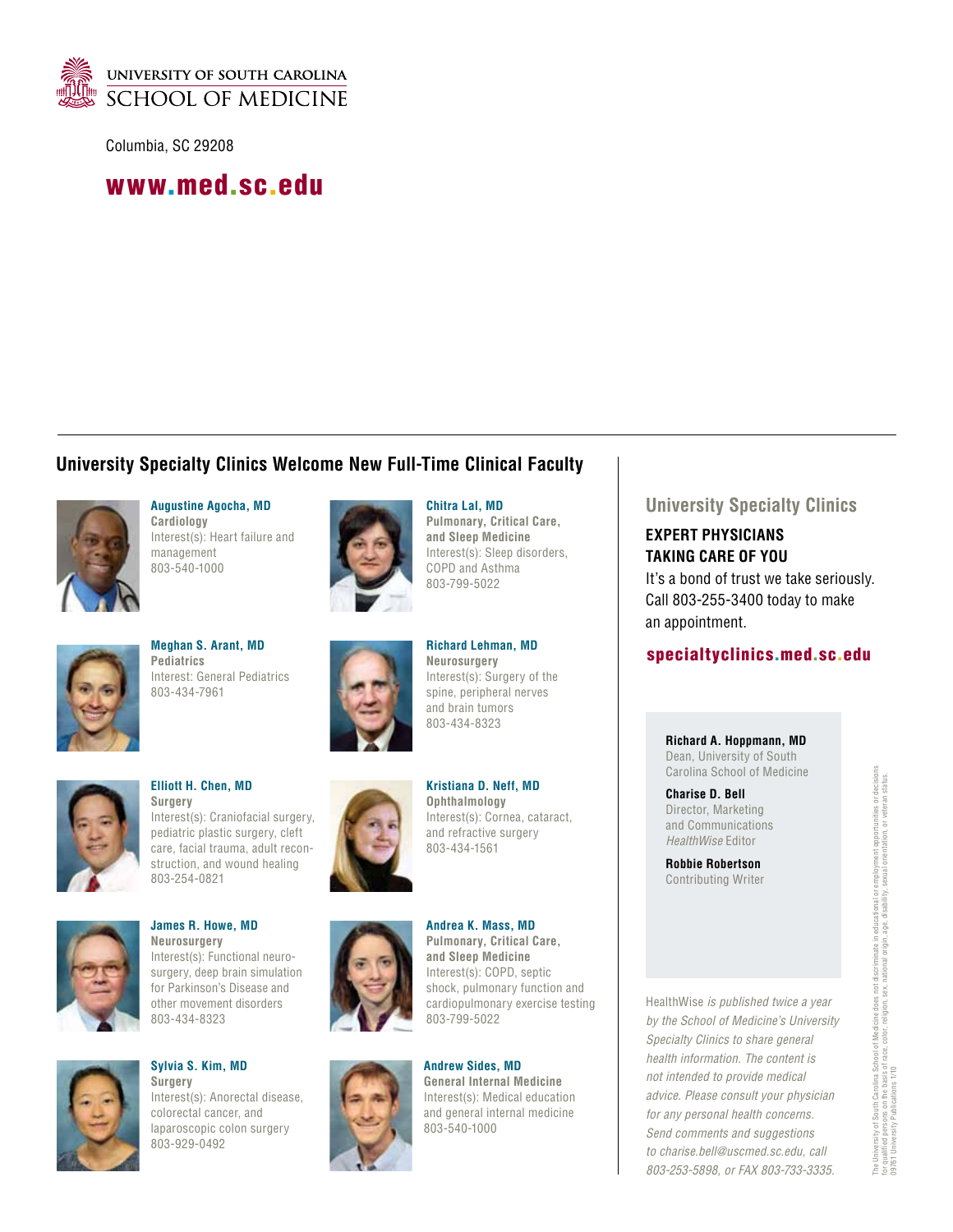UNIVERSITY OF SOUTH CAROLINA
SCHOOL OF MEDICINE

Columbia, SC 29208

**www.med.sc.edu**

## University Specialty Clinics Welcome New Full-Time Clinical Faculty

**Augustine Agocha, MD**
**Cardiology**
Interest(s): Heart failure and management
803-540-1000

**Meghan S. Arant, MD**
**Pediatrics**
Interest: General Pediatrics
803-434-7961

**Elliott H. Chen, MD**
**Surgery**
Interest(s): Craniofacial surgery, pediatric plastic surgery, cleft care, facial trauma, adult reconstruction, and wound healing
803-254-0821

**James R. Howe, MD**
**Neurosurgery**
Interest(s): Functional neurosurgery, deep brain simulation for Parkinson's Disease and other movement disorders
803-434-8323

**Sylvia S. Kim, MD**
**Surgery**
Interest(s): Anorectal disease, colorectal cancer, and laparoscopic colon surgery
803-929-0492

**Chitra Lal, MD**
**Pulmonary, Critical Care, and Sleep Medicine**
Interest(s): Sleep disorders, COPD and Asthma
803-799-5022

**Richard Lehman, MD**
**Neurosurgery**
Interest(s): Surgery of the spine, peripheral nerves and brain tumors
803-434-8323

**Kristiana D. Neff, MD**
**Ophthalmology**
Interest(s): Cornea, cataract, and refractive surgery
803-434-1561

**Andrea K. Mass, MD**
**Pulmonary, Critical Care, and Sleep Medicine**
Interest(s): COPD, septic shock, pulmonary function and cardiopulmonary exercise testing
803-799-5022

**Andrew Sides, MD**
**General Internal Medicine**
Interest(s): Medical education and general internal medicine
803-540-1000

## University Specialty Clinics

**EXPERT PHYSICIANS TAKING CARE OF YOU**

It's a bond of trust we take seriously. Call 803-255-3400 today to make an appointment.

**specialtyclinics.med.sc.edu**

**Richard A. Hoppmann, MD**
Dean, University of South Carolina School of Medicine

**Charise D. Bell**
Director, Marketing and Communications
*HealthWise* Editor

**Robbie Robertson**
Contributing Writer

HealthWise *is published twice a year by the School of Medicine's University Specialty Clinics to share general health information. The content is not intended to provide medical advice. Please consult your physician for any personal health concerns. Send comments and suggestions to charise.bell@uscmed.sc.edu, call 803-253-5898, or FAX 803-733-3335.*

The University of South Carolina School of Medicine does not discriminate in educational or employment opportunities or decisions for qualified persons on the basis of race, color, religion, sex, national origin, age, disability, sexual orientation, or veteran status. 09761 University Publications 1/10